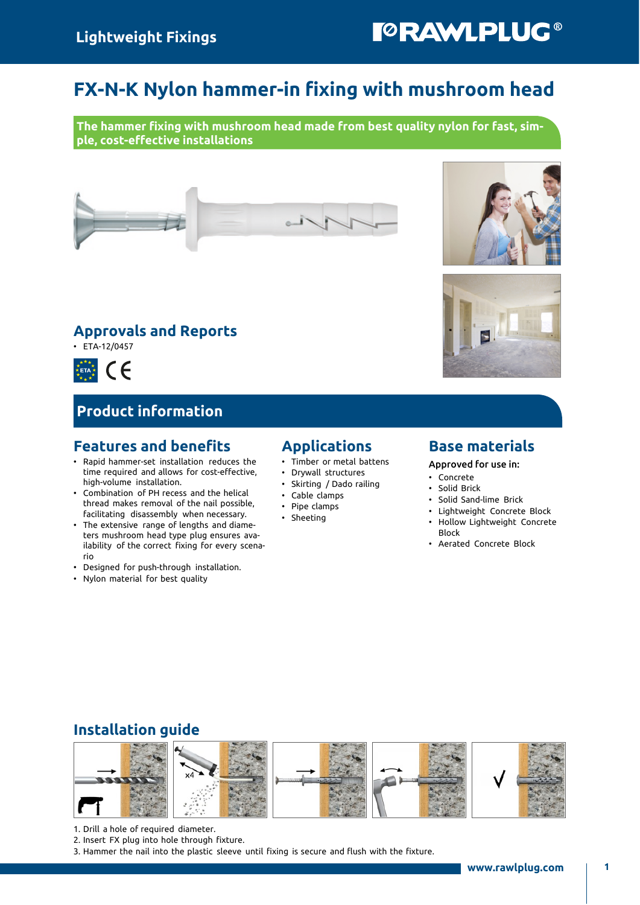# FX-N-K Nylon hammer-in fixing with mushroom head

**The hammer fixing with mushroom head made from best quality nylon for fast, simple, cost-effective installations**

## Approvals and Reports

- ETA-12/0457

## Product information

### Features and benefits

- Rapid hammer-set installation reduces the time required and allows for cost-effective, high-volume installation.
- Combination of PH recess and the helical thread makes removal of the nail possible, facilitating disassembly when necessary.
- The extensive range of lengths and diameters mushroom head type plug ensures availability of the correct fixing for every scenario
- Designed for push-through installation.
- Nylon material for best quality

### Applications

- Timber or metal battens
- Drywall structures
- Skirting / Dado railing
- Cable clamps
- Pipe clamps
- Sheeting

### Base materials

Approved for use in:

- Concrete
- Solid Brick
- Solid Sand-lime Brick
- Lightweight Concrete Block
- Hollow Lightweight Concrete Block
- Aerated Concrete Block

## Installation guide

1. Drill a hole of required diameter.
2. Insert FX plug into hole through fixture.
3. Hammer the nail into the plastic sleeve until fixing is secure and flush with the fixture.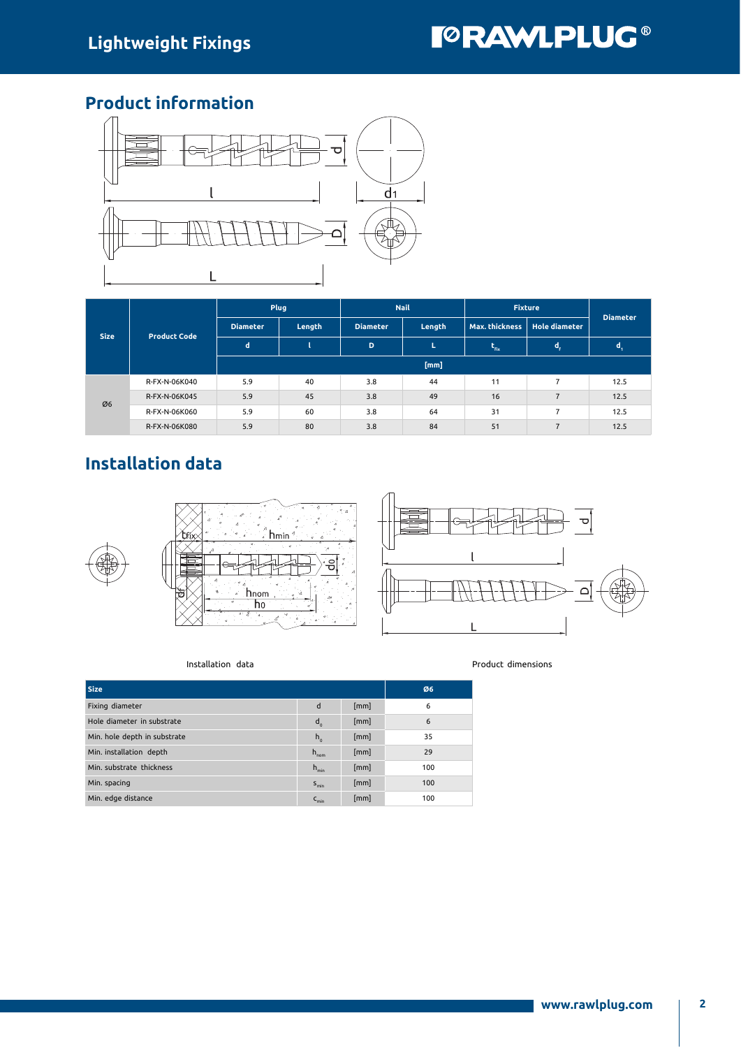## Product information

| Size | Product Code | Plug | | Nail | | Fixture | | Diameter |
|---|---|---|---|---|---|---|---|---|
| | | Diameter | Length | Diameter | Length | Max. thickness | Hole diameter | |
| | | d | l | D | L | $t_{fix}$ | $d_f$ | $d_1$ |
| | | [mm] | | | | | | |
| Ø6 | R-FX-N-06K040 | 5.9 | 40 | 3.8 | 44 | 11 | 7 | 12.5 |
| | R-FX-N-06K045 | 5.9 | 45 | 3.8 | 49 | 16 | 7 | 12.5 |
| | R-FX-N-06K060 | 5.9 | 60 | 3.8 | 64 | 31 | 7 | 12.5 |
| | R-FX-N-06K080 | 5.9 | 80 | 3.8 | 84 | 51 | 7 | 12.5 |

## Installation data

Installation data

Product dimensions

| Size | | | Ø6 |
|---|---|---|---|
| Fixing diameter | d | [mm] | 6 |
| Hole diameter in substrate | $d_0$ | [mm] | 6 |
| Min. hole depth in substrate | $h_0$ | [mm] | 35 |
| Min. installation depth | $h_{nom}$ | [mm] | 29 |
| Min. substrate thickness | $h_{min}$ | [mm] | 100 |
| Min. spacing | $s_{min}$ | [mm] | 100 |
| Min. edge distance | $c_{min}$ | [mm] | 100 |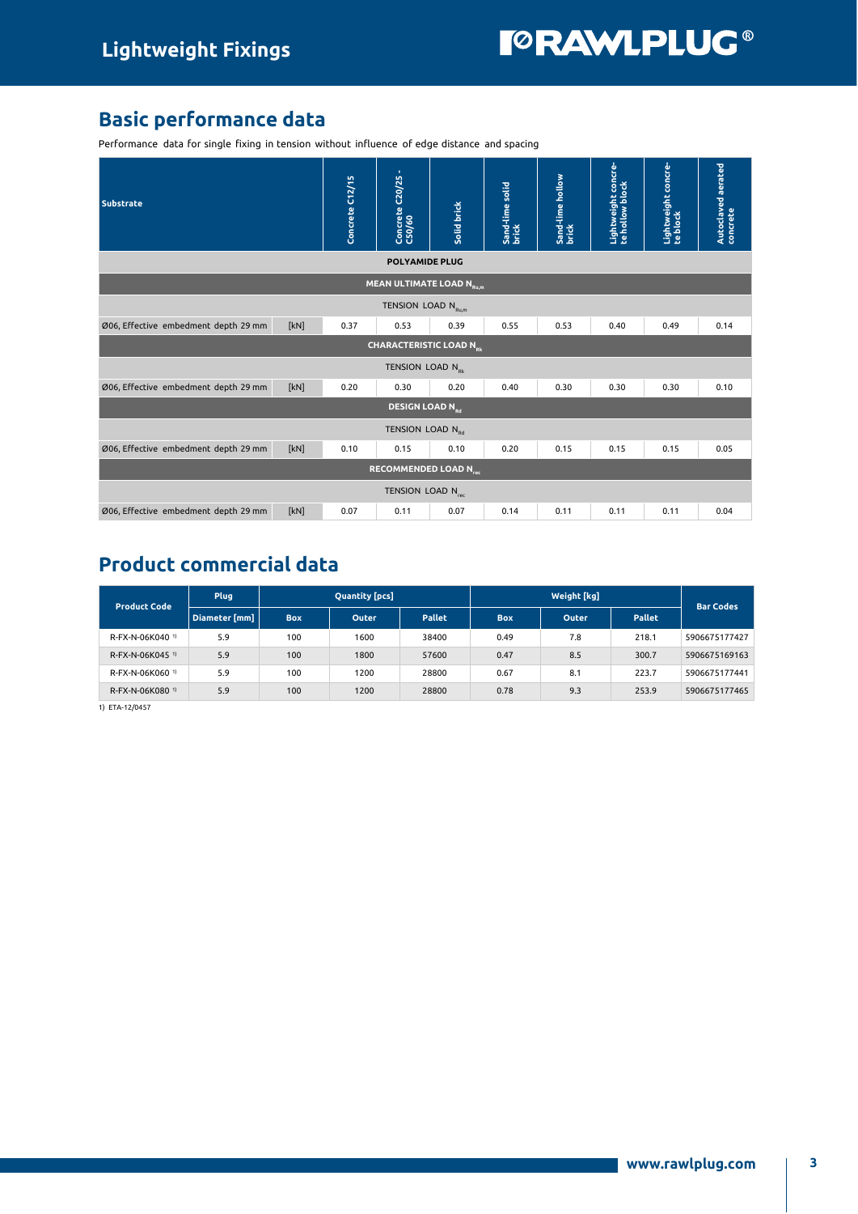## Basic performance data

Performance data for single fixing in tension without influence of edge distance and spacing

| Substrate | | Concrete C12/15 | Concrete C20/25 - C50/60 | Solid brick | Sand-lime solid brick | Sand-lime hollow brick | Lightweight concrete hollow block | Lightweight concrete block | Autoclaved aerated concrete |
|---|---|---|---|---|---|---|---|---|---|
| **POLYAMIDE PLUG** | | | | | | | | | |
| **MEAN ULTIMATE LOAD $N_{Ru,m}$** | | | | | | | | | |
| TENSION LOAD $N_{Ru,m}$ | | | | | | | | | |
| Ø06, Effective embedment depth 29 mm | [kN] | 0.37 | 0.53 | 0.39 | 0.55 | 0.53 | 0.40 | 0.49 | 0.14 |
| **CHARACTERISTIC LOAD $N_{Rk}$** | | | | | | | | | |
| TENSION LOAD $N_{Rk}$ | | | | | | | | | |
| Ø06, Effective embedment depth 29 mm | [kN] | 0.20 | 0.30 | 0.20 | 0.40 | 0.30 | 0.30 | 0.30 | 0.10 |
| **DESIGN LOAD $N_{Rd}$** | | | | | | | | | |
| TENSION LOAD $N_{Rd}$ | | | | | | | | | |
| Ø06, Effective embedment depth 29 mm | [kN] | 0.10 | 0.15 | 0.10 | 0.20 | 0.15 | 0.15 | 0.15 | 0.05 |
| **RECOMMENDED LOAD $N_{rec}$** | | | | | | | | | |
| TENSION LOAD $N_{rec}$ | | | | | | | | | |
| Ø06, Effective embedment depth 29 mm | [kN] | 0.07 | 0.11 | 0.07 | 0.14 | 0.11 | 0.11 | 0.11 | 0.04 |

## Product commercial data

| Product Code | Plug | Quantity [pcs] | | | Weight [kg] | | | Bar Codes |
|---|---|---|---|---|---|---|---|---|
| | Diameter [mm] | Box | Outer | Pallet | Box | Outer | Pallet | |
| R-FX-N-06K040 [1] | 5.9 | 100 | 1600 | 38400 | 0.49 | 7.8 | 218.1 | 5906675177427 |
| R-FX-N-06K045 [1] | 5.9 | 100 | 1800 | 57600 | 0.47 | 8.5 | 300.7 | 5906675169163 |
| R-FX-N-06K060 [1] | 5.9 | 100 | 1200 | 28800 | 0.67 | 8.1 | 223.7 | 5906675177441 |
| R-FX-N-06K080 [1] | 5.9 | 100 | 1200 | 28800 | 0.78 | 9.3 | 253.9 | 5906675177465 |

1) ETA-12/0457